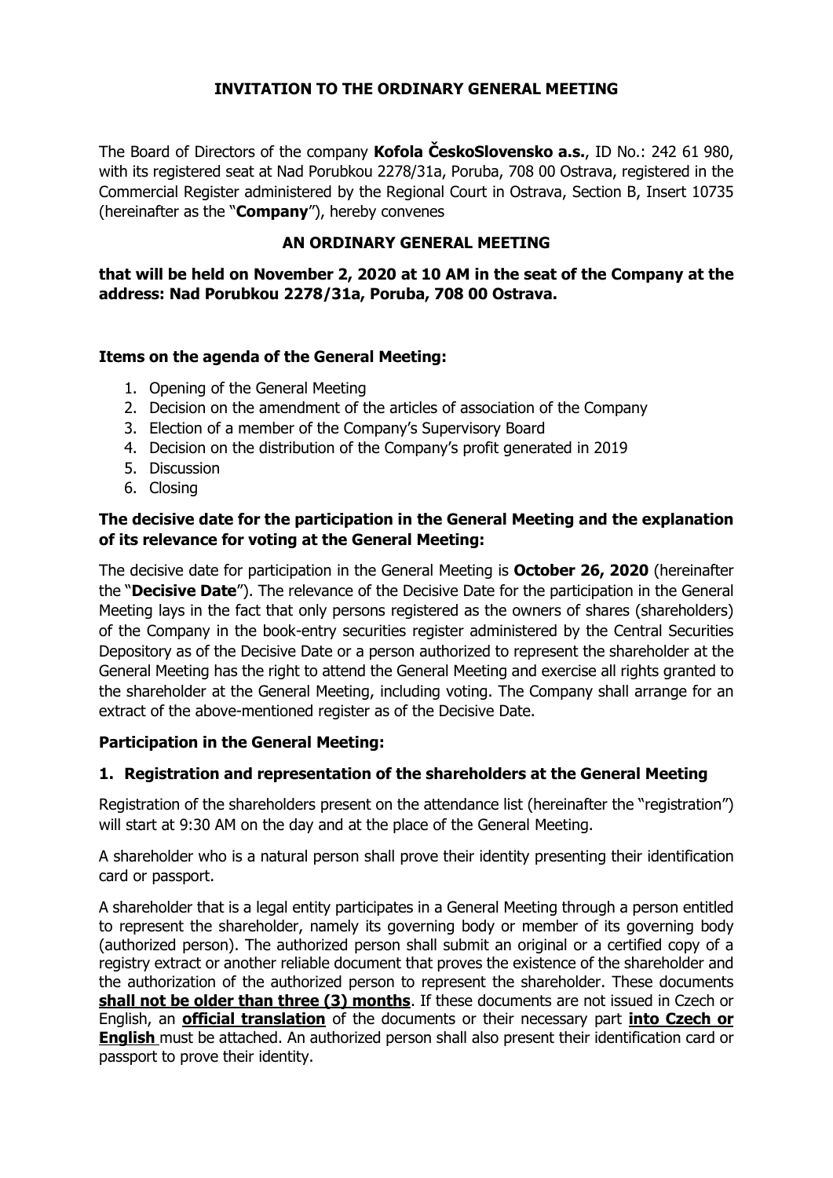# INVITATION TO THE ORDINARY GENERAL MEETING

The Board of Directors of the company **Kofola ČeskoSlovensko a.s.**, ID No.: 242 61 980, with its registered seat at Nad Porubkou 2278/31a, Poruba, 708 00 Ostrava, registered in the Commercial Register administered by the Regional Court in Ostrava, Section B, Insert 10735 (hereinafter as the "**Company**"), hereby convenes

## AN ORDINARY GENERAL MEETING

**that will be held on November 2, 2020 at 10 AM in the seat of the Company at the address: Nad Porubkou 2278/31a, Poruba, 708 00 Ostrava.**

### Items on the agenda of the General Meeting:

1. Opening of the General Meeting
2. Decision on the amendment of the articles of association of the Company
3. Election of a member of the Company's Supervisory Board
4. Decision on the distribution of the Company's profit generated in 2019
5. Discussion
6. Closing

### The decisive date for the participation in the General Meeting and the explanation of its relevance for voting at the General Meeting:

The decisive date for participation in the General Meeting is **October 26, 2020** (hereinafter the "**Decisive Date**"). The relevance of the Decisive Date for the participation in the General Meeting lays in the fact that only persons registered as the owners of shares (shareholders) of the Company in the book-entry securities register administered by the Central Securities Depository as of the Decisive Date or a person authorized to represent the shareholder at the General Meeting has the right to attend the General Meeting and exercise all rights granted to the shareholder at the General Meeting, including voting. The Company shall arrange for an extract of the above-mentioned register as of the Decisive Date.

### Participation in the General Meeting:

#### 1. Registration and representation of the shareholders at the General Meeting

Registration of the shareholders present on the attendance list (hereinafter the "registration") will start at 9:30 AM on the day and at the place of the General Meeting.

A shareholder who is a natural person shall prove their identity presenting their identification card or passport.

A shareholder that is a legal entity participates in a General Meeting through a person entitled to represent the shareholder, namely its governing body or member of its governing body (authorized person). The authorized person shall submit an original or a certified copy of a registry extract or another reliable document that proves the existence of the shareholder and the authorization of the authorized person to represent the shareholder. These documents **shall not be older than three (3) months**. If these documents are not issued in Czech or English, an **official translation** of the documents or their necessary part **into Czech or English** must be attached. An authorized person shall also present their identification card or passport to prove their identity.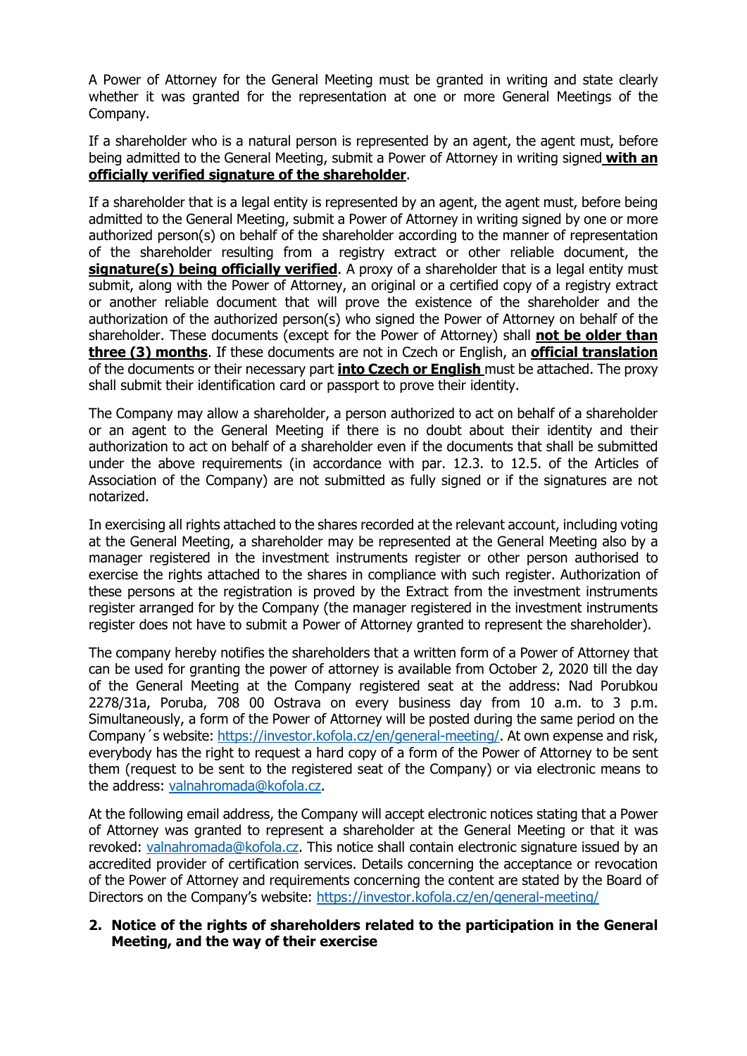A Power of Attorney for the General Meeting must be granted in writing and state clearly whether it was granted for the representation at one or more General Meetings of the Company.

If a shareholder who is a natural person is represented by an agent, the agent must, before being admitted to the General Meeting, submit a Power of Attorney in writing signed **with an officially verified signature of the shareholder**.

If a shareholder that is a legal entity is represented by an agent, the agent must, before being admitted to the General Meeting, submit a Power of Attorney in writing signed by one or more authorized person(s) on behalf of the shareholder according to the manner of representation of the shareholder resulting from a registry extract or other reliable document, the **signature(s) being officially verified**. A proxy of a shareholder that is a legal entity must submit, along with the Power of Attorney, an original or a certified copy of a registry extract or another reliable document that will prove the existence of the shareholder and the authorization of the authorized person(s) who signed the Power of Attorney on behalf of the shareholder. These documents (except for the Power of Attorney) shall **not be older than three (3) months**. If these documents are not in Czech or English, an **official translation** of the documents or their necessary part **into Czech or English** must be attached. The proxy shall submit their identification card or passport to prove their identity.

The Company may allow a shareholder, a person authorized to act on behalf of a shareholder or an agent to the General Meeting if there is no doubt about their identity and their authorization to act on behalf of a shareholder even if the documents that shall be submitted under the above requirements (in accordance with par. 12.3. to 12.5. of the Articles of Association of the Company) are not submitted as fully signed or if the signatures are not notarized.

In exercising all rights attached to the shares recorded at the relevant account, including voting at the General Meeting, a shareholder may be represented at the General Meeting also by a manager registered in the investment instruments register or other person authorised to exercise the rights attached to the shares in compliance with such register. Authorization of these persons at the registration is proved by the Extract from the investment instruments register arranged for by the Company (the manager registered in the investment instruments register does not have to submit a Power of Attorney granted to represent the shareholder).

The company hereby notifies the shareholders that a written form of a Power of Attorney that can be used for granting the power of attorney is available from October 2, 2020 till the day of the General Meeting at the Company registered seat at the address: Nad Porubkou 2278/31a, Poruba, 708 00 Ostrava on every business day from 10 a.m. to 3 p.m. Simultaneously, a form of the Power of Attorney will be posted during the same period on the Company´s website: https://investor.kofola.cz/en/general-meeting/. At own expense and risk, everybody has the right to request a hard copy of a form of the Power of Attorney to be sent them (request to be sent to the registered seat of the Company) or via electronic means to the address: valnahromada@kofola.cz.

At the following email address, the Company will accept electronic notices stating that a Power of Attorney was granted to represent a shareholder at the General Meeting or that it was revoked: valnahromada@kofola.cz. This notice shall contain electronic signature issued by an accredited provider of certification services. Details concerning the acceptance or revocation of the Power of Attorney and requirements concerning the content are stated by the Board of Directors on the Company's website: https://investor.kofola.cz/en/general-meeting/

## 2. Notice of the rights of shareholders related to the participation in the General Meeting, and the way of their exercise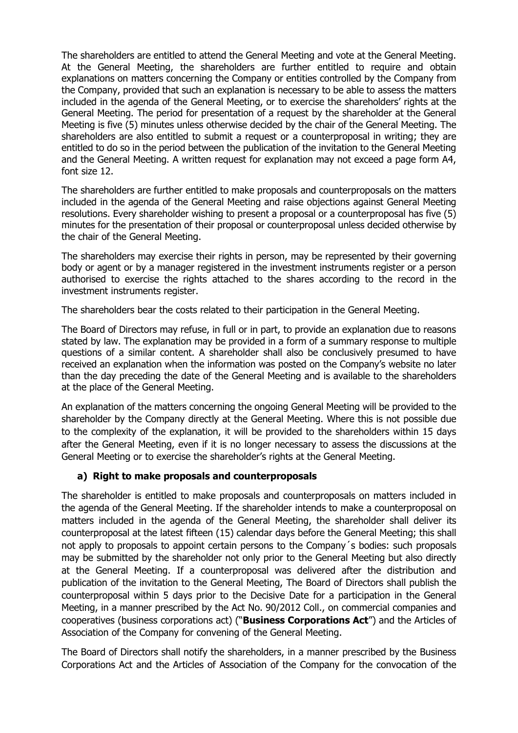The shareholders are entitled to attend the General Meeting and vote at the General Meeting. At the General Meeting, the shareholders are further entitled to require and obtain explanations on matters concerning the Company or entities controlled by the Company from the Company, provided that such an explanation is necessary to be able to assess the matters included in the agenda of the General Meeting, or to exercise the shareholders' rights at the General Meeting. The period for presentation of a request by the shareholder at the General Meeting is five (5) minutes unless otherwise decided by the chair of the General Meeting. The shareholders are also entitled to submit a request or a counterproposal in writing; they are entitled to do so in the period between the publication of the invitation to the General Meeting and the General Meeting. A written request for explanation may not exceed a page form A4, font size 12.

The shareholders are further entitled to make proposals and counterproposals on the matters included in the agenda of the General Meeting and raise objections against General Meeting resolutions. Every shareholder wishing to present a proposal or a counterproposal has five (5) minutes for the presentation of their proposal or counterproposal unless decided otherwise by the chair of the General Meeting.

The shareholders may exercise their rights in person, may be represented by their governing body or agent or by a manager registered in the investment instruments register or a person authorised to exercise the rights attached to the shares according to the record in the investment instruments register.

The shareholders bear the costs related to their participation in the General Meeting.

The Board of Directors may refuse, in full or in part, to provide an explanation due to reasons stated by law. The explanation may be provided in a form of a summary response to multiple questions of a similar content. A shareholder shall also be conclusively presumed to have received an explanation when the information was posted on the Company's website no later than the day preceding the date of the General Meeting and is available to the shareholders at the place of the General Meeting.

An explanation of the matters concerning the ongoing General Meeting will be provided to the shareholder by the Company directly at the General Meeting. Where this is not possible due to the complexity of the explanation, it will be provided to the shareholders within 15 days after the General Meeting, even if it is no longer necessary to assess the discussions at the General Meeting or to exercise the shareholder's rights at the General Meeting.

**a) Right to make proposals and counterproposals**

The shareholder is entitled to make proposals and counterproposals on matters included in the agenda of the General Meeting. If the shareholder intends to make a counterproposal on matters included in the agenda of the General Meeting, the shareholder shall deliver its counterproposal at the latest fifteen (15) calendar days before the General Meeting; this shall not apply to proposals to appoint certain persons to the Company´s bodies: such proposals may be submitted by the shareholder not only prior to the General Meeting but also directly at the General Meeting. If a counterproposal was delivered after the distribution and publication of the invitation to the General Meeting, The Board of Directors shall publish the counterproposal within 5 days prior to the Decisive Date for a participation in the General Meeting, in a manner prescribed by the Act No. 90/2012 Coll., on commercial companies and cooperatives (business corporations act) ("**Business Corporations Act**") and the Articles of Association of the Company for convening of the General Meeting.

The Board of Directors shall notify the shareholders, in a manner prescribed by the Business Corporations Act and the Articles of Association of the Company for the convocation of the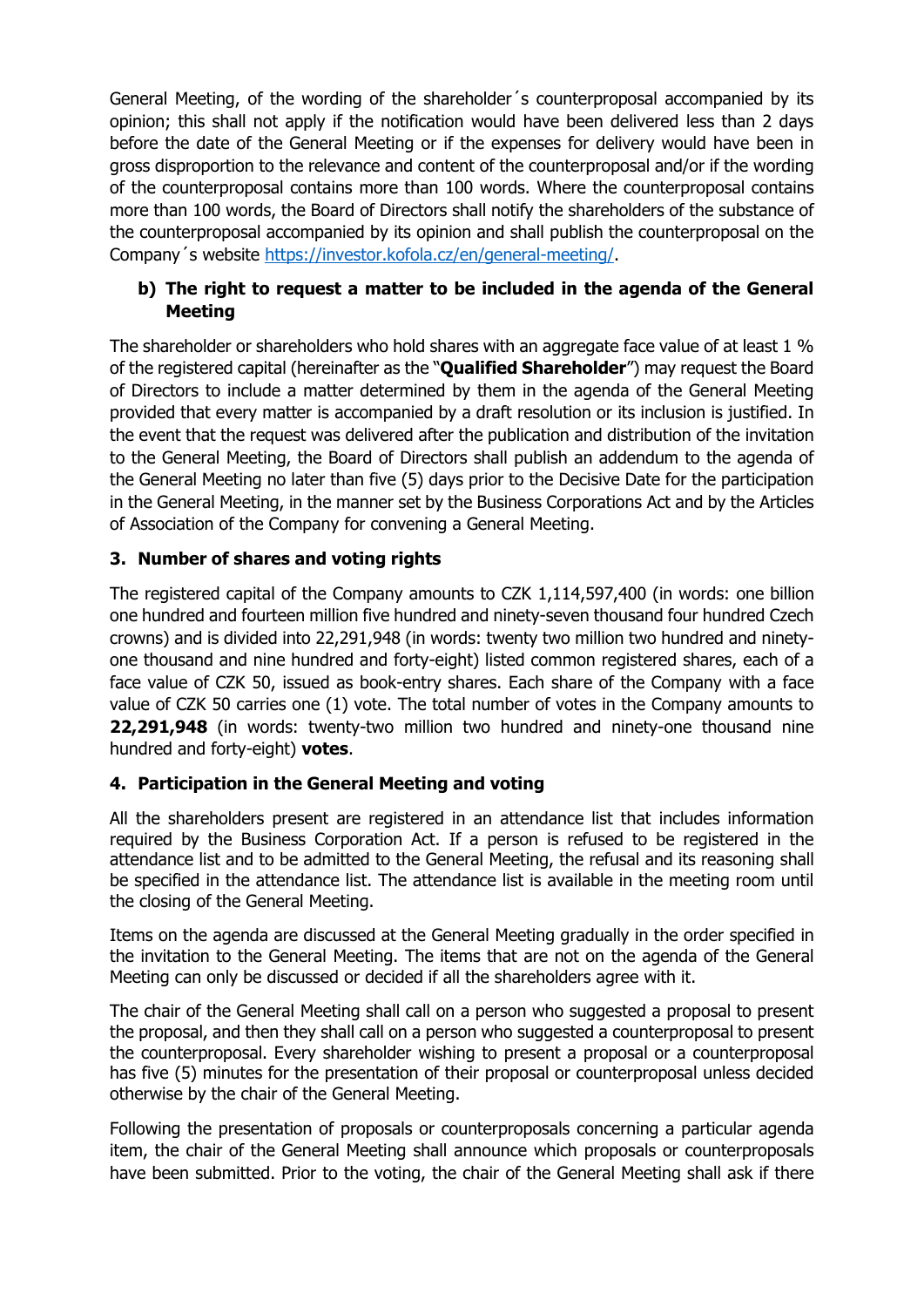General Meeting, of the wording of the shareholder´s counterproposal accompanied by its opinion; this shall not apply if the notification would have been delivered less than 2 days before the date of the General Meeting or if the expenses for delivery would have been in gross disproportion to the relevance and content of the counterproposal and/or if the wording of the counterproposal contains more than 100 words. Where the counterproposal contains more than 100 words, the Board of Directors shall notify the shareholders of the substance of the counterproposal accompanied by its opinion and shall publish the counterproposal on the Company´s website https://investor.kofola.cz/en/general-meeting/.

**b) The right to request a matter to be included in the agenda of the General Meeting**

The shareholder or shareholders who hold shares with an aggregate face value of at least 1 % of the registered capital (hereinafter as the "**Qualified Shareholder**") may request the Board of Directors to include a matter determined by them in the agenda of the General Meeting provided that every matter is accompanied by a draft resolution or its inclusion is justified. In the event that the request was delivered after the publication and distribution of the invitation to the General Meeting, the Board of Directors shall publish an addendum to the agenda of the General Meeting no later than five (5) days prior to the Decisive Date for the participation in the General Meeting, in the manner set by the Business Corporations Act and by the Articles of Association of the Company for convening a General Meeting.

## 3. Number of shares and voting rights

The registered capital of the Company amounts to CZK 1,114,597,400 (in words: one billion one hundred and fourteen million five hundred and ninety-seven thousand four hundred Czech crowns) and is divided into 22,291,948 (in words: twenty two million two hundred and ninety-one thousand and nine hundred and forty-eight) listed common registered shares, each of a face value of CZK 50, issued as book-entry shares. Each share of the Company with a face value of CZK 50 carries one (1) vote. The total number of votes in the Company amounts to **22,291,948** (in words: twenty-two million two hundred and ninety-one thousand nine hundred and forty-eight) **votes**.

## 4. Participation in the General Meeting and voting

All the shareholders present are registered in an attendance list that includes information required by the Business Corporation Act. If a person is refused to be registered in the attendance list and to be admitted to the General Meeting, the refusal and its reasoning shall be specified in the attendance list. The attendance list is available in the meeting room until the closing of the General Meeting.

Items on the agenda are discussed at the General Meeting gradually in the order specified in the invitation to the General Meeting. The items that are not on the agenda of the General Meeting can only be discussed or decided if all the shareholders agree with it.

The chair of the General Meeting shall call on a person who suggested a proposal to present the proposal, and then they shall call on a person who suggested a counterproposal to present the counterproposal. Every shareholder wishing to present a proposal or a counterproposal has five (5) minutes for the presentation of their proposal or counterproposal unless decided otherwise by the chair of the General Meeting.

Following the presentation of proposals or counterproposals concerning a particular agenda item, the chair of the General Meeting shall announce which proposals or counterproposals have been submitted. Prior to the voting, the chair of the General Meeting shall ask if there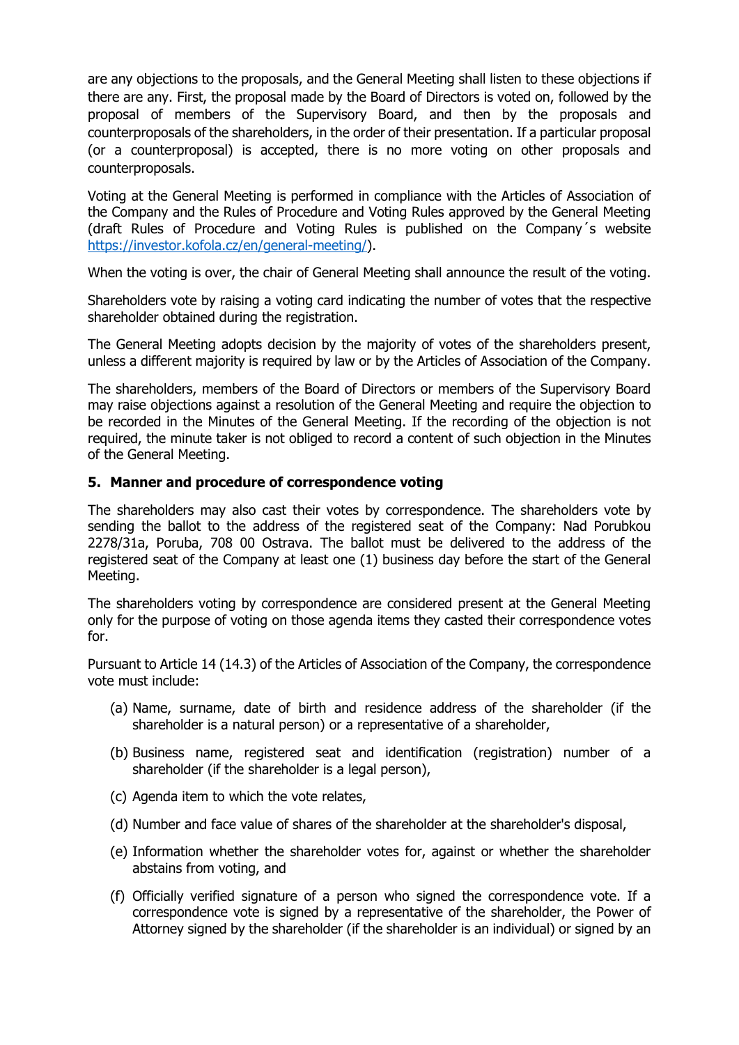are any objections to the proposals, and the General Meeting shall listen to these objections if there are any. First, the proposal made by the Board of Directors is voted on, followed by the proposal of members of the Supervisory Board, and then by the proposals and counterproposals of the shareholders, in the order of their presentation. If a particular proposal (or a counterproposal) is accepted, there is no more voting on other proposals and counterproposals.

Voting at the General Meeting is performed in compliance with the Articles of Association of the Company and the Rules of Procedure and Voting Rules approved by the General Meeting (draft Rules of Procedure and Voting Rules is published on the Company´s website https://investor.kofola.cz/en/general-meeting/).

When the voting is over, the chair of General Meeting shall announce the result of the voting.

Shareholders vote by raising a voting card indicating the number of votes that the respective shareholder obtained during the registration.

The General Meeting adopts decision by the majority of votes of the shareholders present, unless a different majority is required by law or by the Articles of Association of the Company.

The shareholders, members of the Board of Directors or members of the Supervisory Board may raise objections against a resolution of the General Meeting and require the objection to be recorded in the Minutes of the General Meeting. If the recording of the objection is not required, the minute taker is not obliged to record a content of such objection in the Minutes of the General Meeting.

## 5. Manner and procedure of correspondence voting

The shareholders may also cast their votes by correspondence. The shareholders vote by sending the ballot to the address of the registered seat of the Company: Nad Porubkou 2278/31a, Poruba, 708 00 Ostrava. The ballot must be delivered to the address of the registered seat of the Company at least one (1) business day before the start of the General Meeting.

The shareholders voting by correspondence are considered present at the General Meeting only for the purpose of voting on those agenda items they casted their correspondence votes for.

Pursuant to Article 14 (14.3) of the Articles of Association of the Company, the correspondence vote must include:

(a) Name, surname, date of birth and residence address of the shareholder (if the shareholder is a natural person) or a representative of a shareholder,

(b) Business name, registered seat and identification (registration) number of a shareholder (if the shareholder is a legal person),

(c) Agenda item to which the vote relates,

(d) Number and face value of shares of the shareholder at the shareholder's disposal,

(e) Information whether the shareholder votes for, against or whether the shareholder abstains from voting, and

(f) Officially verified signature of a person who signed the correspondence vote. If a correspondence vote is signed by a representative of the shareholder, the Power of Attorney signed by the shareholder (if the shareholder is an individual) or signed by an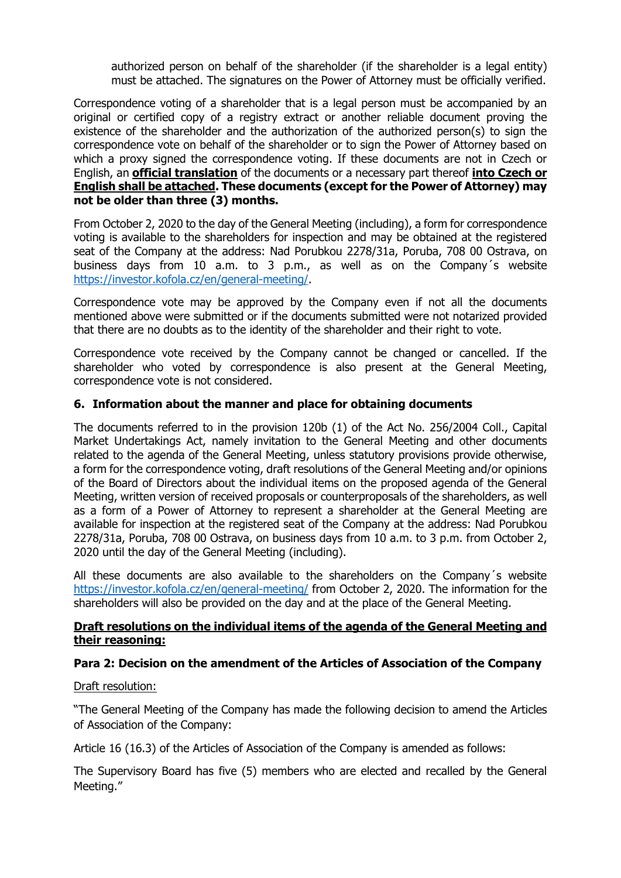authorized person on behalf of the shareholder (if the shareholder is a legal entity) must be attached. The signatures on the Power of Attorney must be officially verified.

Correspondence voting of a shareholder that is a legal person must be accompanied by an original or certified copy of a registry extract or another reliable document proving the existence of the shareholder and the authorization of the authorized person(s) to sign the correspondence vote on behalf of the shareholder or to sign the Power of Attorney based on which a proxy signed the correspondence voting. If these documents are not in Czech or English, an **official translation** of the documents or a necessary part thereof **into Czech or English shall be attached. These documents (except for the Power of Attorney) may not be older than three (3) months.**

From October 2, 2020 to the day of the General Meeting (including), a form for correspondence voting is available to the shareholders for inspection and may be obtained at the registered seat of the Company at the address: Nad Porubkou 2278/31a, Poruba, 708 00 Ostrava, on business days from 10 a.m. to 3 p.m., as well as on the Company´s website https://investor.kofola.cz/en/general-meeting/.

Correspondence vote may be approved by the Company even if not all the documents mentioned above were submitted or if the documents submitted were not notarized provided that there are no doubts as to the identity of the shareholder and their right to vote.

Correspondence vote received by the Company cannot be changed or cancelled. If the shareholder who voted by correspondence is also present at the General Meeting, correspondence vote is not considered.

## 6. Information about the manner and place for obtaining documents

The documents referred to in the provision 120b (1) of the Act No. 256/2004 Coll., Capital Market Undertakings Act, namely invitation to the General Meeting and other documents related to the agenda of the General Meeting, unless statutory provisions provide otherwise, a form for the correspondence voting, draft resolutions of the General Meeting and/or opinions of the Board of Directors about the individual items on the proposed agenda of the General Meeting, written version of received proposals or counterproposals of the shareholders, as well as a form of a Power of Attorney to represent a shareholder at the General Meeting are available for inspection at the registered seat of the Company at the address: Nad Porubkou 2278/31a, Poruba, 708 00 Ostrava, on business days from 10 a.m. to 3 p.m. from October 2, 2020 until the day of the General Meeting (including).

All these documents are also available to the shareholders on the Company´s website https://investor.kofola.cz/en/general-meeting/ from October 2, 2020. The information for the shareholders will also be provided on the day and at the place of the General Meeting.

**Draft resolutions on the individual items of the agenda of the General Meeting and their reasoning:**

**Para 2: Decision on the amendment of the Articles of Association of the Company**

Draft resolution:

"The General Meeting of the Company has made the following decision to amend the Articles of Association of the Company:

Article 16 (16.3) of the Articles of Association of the Company is amended as follows:

The Supervisory Board has five (5) members who are elected and recalled by the General Meeting."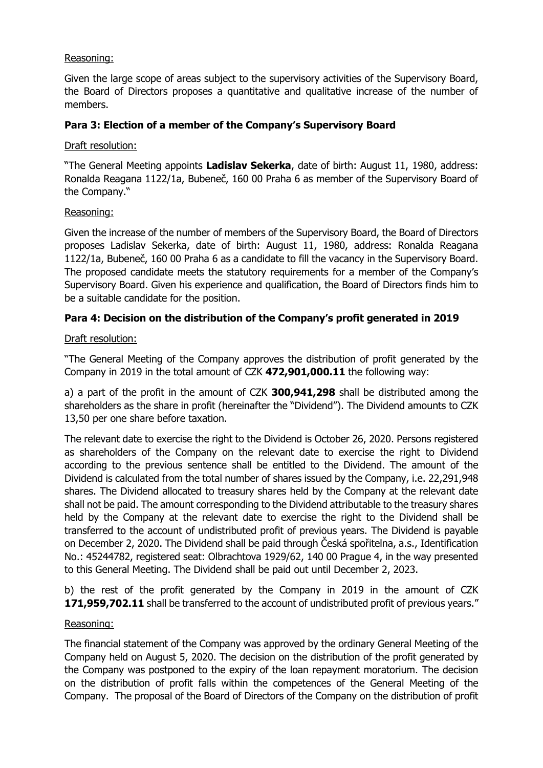Reasoning:

Given the large scope of areas subject to the supervisory activities of the Supervisory Board, the Board of Directors proposes a quantitative and qualitative increase of the number of members.

### Para 3: Election of a member of the Company's Supervisory Board

Draft resolution:

"The General Meeting appoints **Ladislav Sekerka**, date of birth: August 11, 1980, address: Ronalda Reagana 1122/1a, Bubeneč, 160 00 Praha 6 as member of the Supervisory Board of the Company."

Reasoning:

Given the increase of the number of members of the Supervisory Board, the Board of Directors proposes Ladislav Sekerka, date of birth: August 11, 1980, address: Ronalda Reagana 1122/1a, Bubeneč, 160 00 Praha 6 as a candidate to fill the vacancy in the Supervisory Board. The proposed candidate meets the statutory requirements for a member of the Company's Supervisory Board. Given his experience and qualification, the Board of Directors finds him to be a suitable candidate for the position.

### Para 4: Decision on the distribution of the Company's profit generated in 2019

Draft resolution:

"The General Meeting of the Company approves the distribution of profit generated by the Company in 2019 in the total amount of CZK **472,901,000.11** the following way:

a) a part of the profit in the amount of CZK **300,941,298** shall be distributed among the shareholders as the share in profit (hereinafter the "Dividend"). The Dividend amounts to CZK 13,50 per one share before taxation.

The relevant date to exercise the right to the Dividend is October 26, 2020. Persons registered as shareholders of the Company on the relevant date to exercise the right to Dividend according to the previous sentence shall be entitled to the Dividend. The amount of the Dividend is calculated from the total number of shares issued by the Company, i.e. 22,291,948 shares. The Dividend allocated to treasury shares held by the Company at the relevant date shall not be paid. The amount corresponding to the Dividend attributable to the treasury shares held by the Company at the relevant date to exercise the right to the Dividend shall be transferred to the account of undistributed profit of previous years. The Dividend is payable on December 2, 2020. The Dividend shall be paid through Česká spořitelna, a.s., Identification No.: 45244782, registered seat: Olbrachtova 1929/62, 140 00 Prague 4, in the way presented to this General Meeting. The Dividend shall be paid out until December 2, 2023.

b) the rest of the profit generated by the Company in 2019 in the amount of CZK **171,959,702.11** shall be transferred to the account of undistributed profit of previous years."

Reasoning:

The financial statement of the Company was approved by the ordinary General Meeting of the Company held on August 5, 2020. The decision on the distribution of the profit generated by the Company was postponed to the expiry of the loan repayment moratorium. The decision on the distribution of profit falls within the competences of the General Meeting of the Company. The proposal of the Board of Directors of the Company on the distribution of profit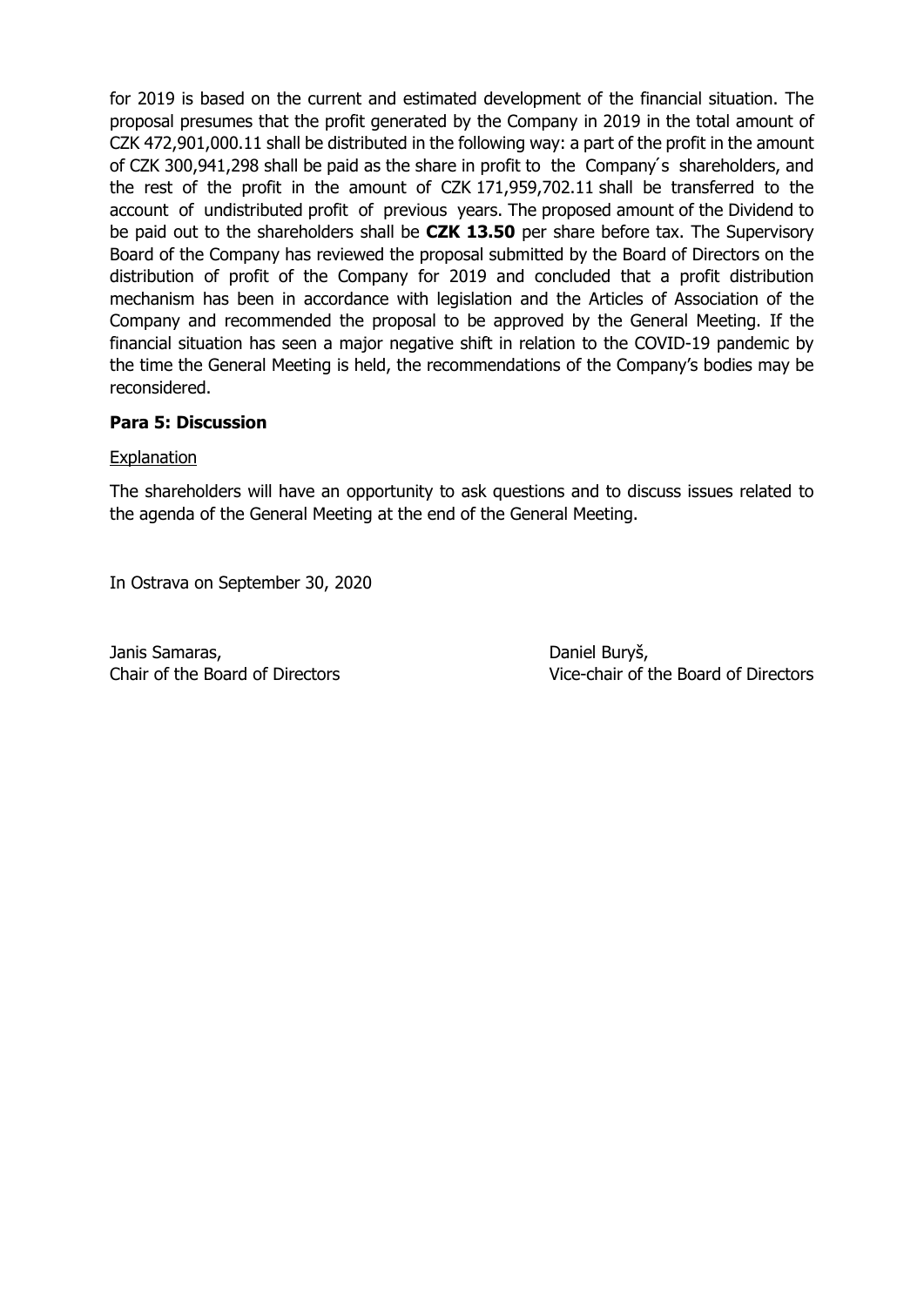for 2019 is based on the current and estimated development of the financial situation. The proposal presumes that the profit generated by the Company in 2019 in the total amount of CZK 472,901,000.11 shall be distributed in the following way: a part of the profit in the amount of CZK 300,941,298 shall be paid as the share in profit to the Company´s shareholders, and the rest of the profit in the amount of CZK 171,959,702.11 shall be transferred to the account of undistributed profit of previous years. The proposed amount of the Dividend to be paid out to the shareholders shall be **CZK 13.50** per share before tax. The Supervisory Board of the Company has reviewed the proposal submitted by the Board of Directors on the distribution of profit of the Company for 2019 and concluded that a profit distribution mechanism has been in accordance with legislation and the Articles of Association of the Company and recommended the proposal to be approved by the General Meeting. If the financial situation has seen a major negative shift in relation to the COVID-19 pandemic by the time the General Meeting is held, the recommendations of the Company's bodies may be reconsidered.

**Para 5: Discussion**

Explanation

The shareholders will have an opportunity to ask questions and to discuss issues related to the agenda of the General Meeting at the end of the General Meeting.

In Ostrava on September 30, 2020

Janis Samaras,
Chair of the Board of Directors

Daniel Buryš,
Vice-chair of the Board of Directors